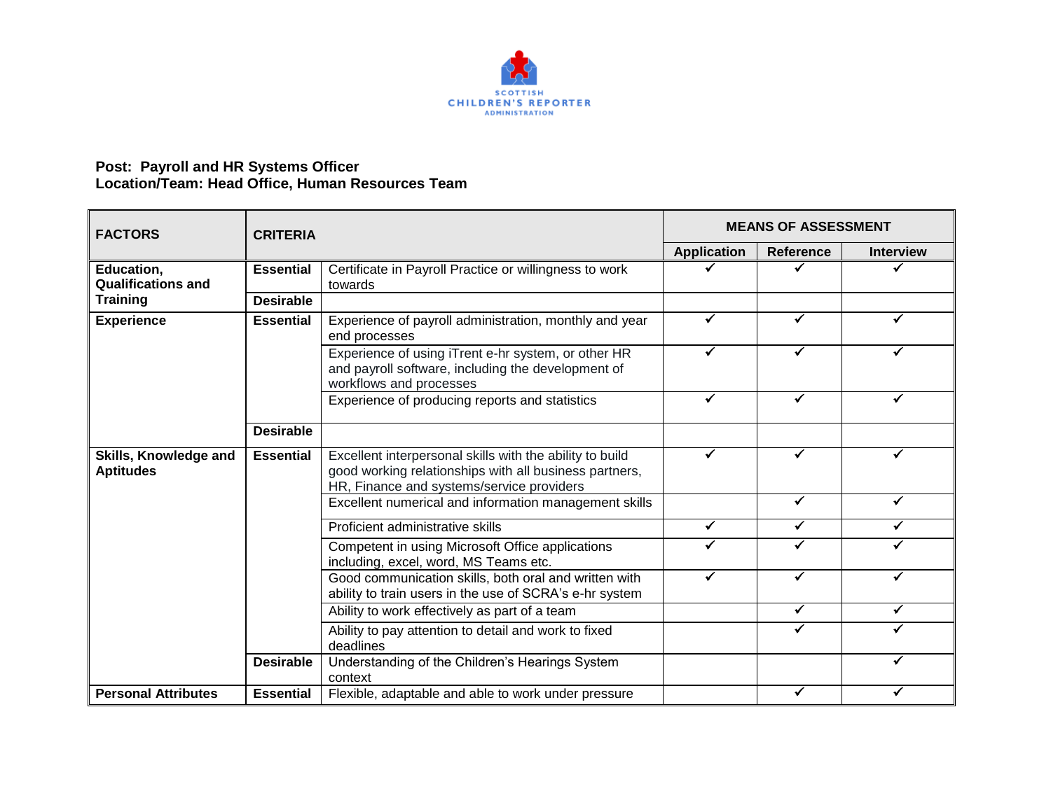SCOTTISH CHILDREN'S REPORTER ADMINISTRATION

**Post: Payroll and HR Systems Officer**
**Location/Team: Head Office, Human Resources Team**

| FACTORS | CRITERIA | | MEANS OF ASSESSMENT | | |
|---|---|---|---|---|---|
| | | | Application | Reference | Interview |
| **Education, Qualifications and Training** | **Essential** | Certificate in Payroll Practice or willingness to work towards | ✓ | ✓ | ✓ |
| | **Desirable** | | | | |
| **Experience** | **Essential** | Experience of payroll administration, monthly and year end processes | ✓ | ✓ | ✓ |
| | | Experience of using iTrent e-hr system, or other HR and payroll software, including the development of workflows and processes | ✓ | ✓ | ✓ |
| | | Experience of producing reports and statistics | ✓ | ✓ | ✓ |
| | **Desirable** | | | | |
| **Skills, Knowledge and Aptitudes** | **Essential** | Excellent interpersonal skills with the ability to build good working relationships with all business partners, HR, Finance and systems/service providers | ✓ | ✓ | ✓ |
| | | Excellent numerical and information management skills | | ✓ | ✓ |
| | | Proficient administrative skills | ✓ | ✓ | ✓ |
| | | Competent in using Microsoft Office applications including, excel, word, MS Teams etc. | ✓ | ✓ | ✓ |
| | | Good communication skills, both oral and written with ability to train users in the use of SCRA's e-hr system | ✓ | ✓ | ✓ |
| | | Ability to work effectively as part of a team | | ✓ | ✓ |
| | | Ability to pay attention to detail and work to fixed deadlines | | ✓ | ✓ |
| | **Desirable** | Understanding of the Children's Hearings System context | | | ✓ |
| **Personal Attributes** | **Essential** | Flexible, adaptable and able to work under pressure | | ✓ | ✓ |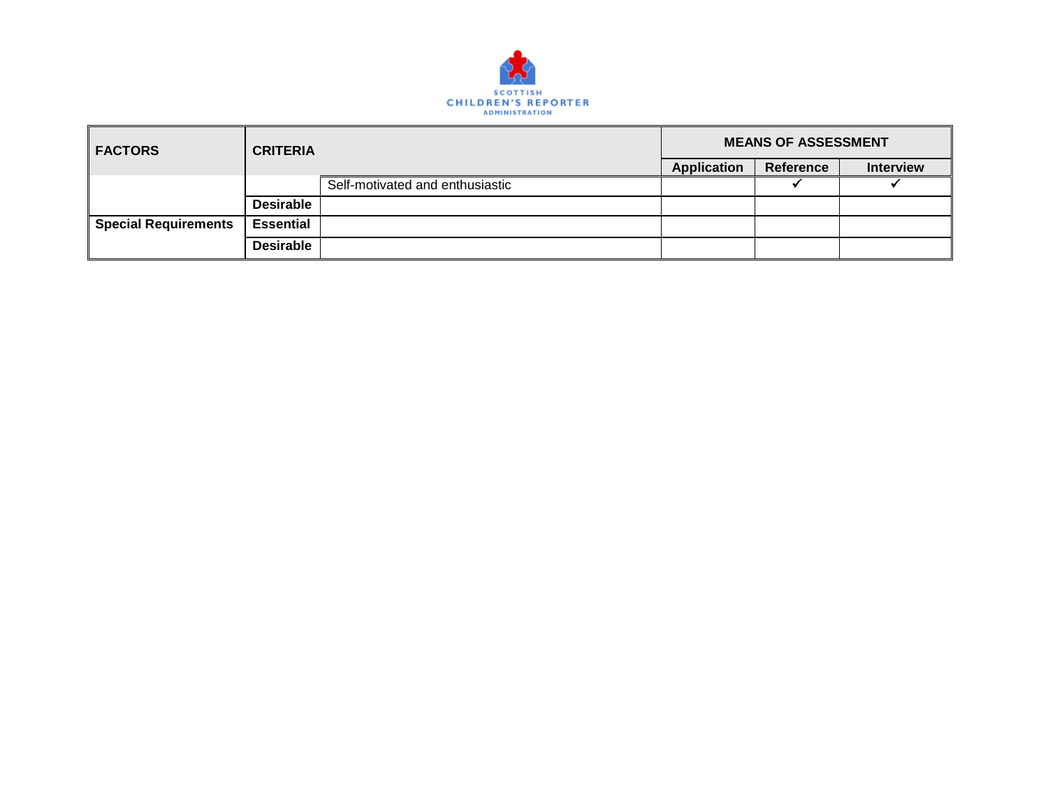| FACTORS | CRITERIA | | MEANS OF ASSESSMENT | | |
|---|---|---|---|---|---|
| | | | Application | Reference | Interview |
| | | Self-motivated and enthusiastic | | ✓ | ✓ |
| | Desirable | | | | |
| Special Requirements | Essential | | | | |
| | Desirable | | | | |